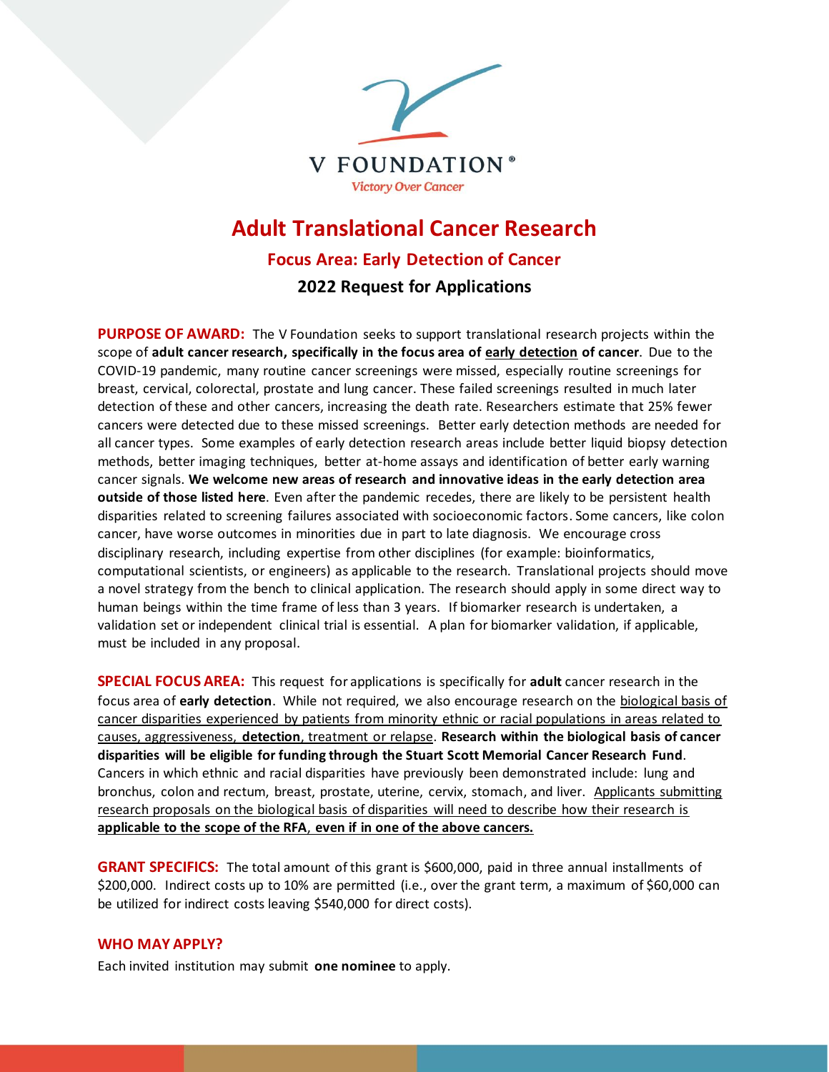V FOUNDATION®
*Victory Over Cancer*

# Adult Translational Cancer Research

## Focus Area: Early Detection of Cancer

### 2022 Request for Applications

**PURPOSE OF AWARD:** The V Foundation seeks to support translational research projects within the scope of **adult cancer research, specifically in the focus area of early detection of cancer**. Due to the COVID-19 pandemic, many routine cancer screenings were missed, especially routine screenings for breast, cervical, colorectal, prostate and lung cancer. These failed screenings resulted in much later detection of these and other cancers, increasing the death rate. Researchers estimate that 25% fewer cancers were detected due to these missed screenings. Better early detection methods are needed for all cancer types. Some examples of early detection research areas include better liquid biopsy detection methods, better imaging techniques, better at-home assays and identification of better early warning cancer signals. **We welcome new areas of research and innovative ideas in the early detection area outside of those listed here**. Even after the pandemic recedes, there are likely to be persistent health disparities related to screening failures associated with socioeconomic factors. Some cancers, like colon cancer, have worse outcomes in minorities due in part to late diagnosis. We encourage cross disciplinary research, including expertise from other disciplines (for example: bioinformatics, computational scientists, or engineers) as applicable to the research. Translational projects should move a novel strategy from the bench to clinical application. The research should apply in some direct way to human beings within the time frame of less than 3 years. If biomarker research is undertaken, a validation set or independent clinical trial is essential. A plan for biomarker validation, if applicable, must be included in any proposal.

**SPECIAL FOCUS AREA:** This request for applications is specifically for **adult** cancer research in the focus area of **early detection**. While not required, we also encourage research on the biological basis of cancer disparities experienced by patients from minority ethnic or racial populations in areas related to causes, aggressiveness, **detection**, treatment or relapse. **Research within the biological basis of cancer disparities will be eligible for funding through the Stuart Scott Memorial Cancer Research Fund**. Cancers in which ethnic and racial disparities have previously been demonstrated include: lung and bronchus, colon and rectum, breast, prostate, uterine, cervix, stomach, and liver. Applicants submitting research proposals on the biological basis of disparities will need to describe how their research is **applicable to the scope of the RFA, even if in one of the above cancers.**

**GRANT SPECIFICS:** The total amount of this grant is $600,000, paid in three annual installments of $200,000. Indirect costs up to 10% are permitted (i.e., over the grant term, a maximum of $60,000 can be utilized for indirect costs leaving $540,000 for direct costs).

**WHO MAY APPLY?**

Each invited institution may submit **one nominee** to apply.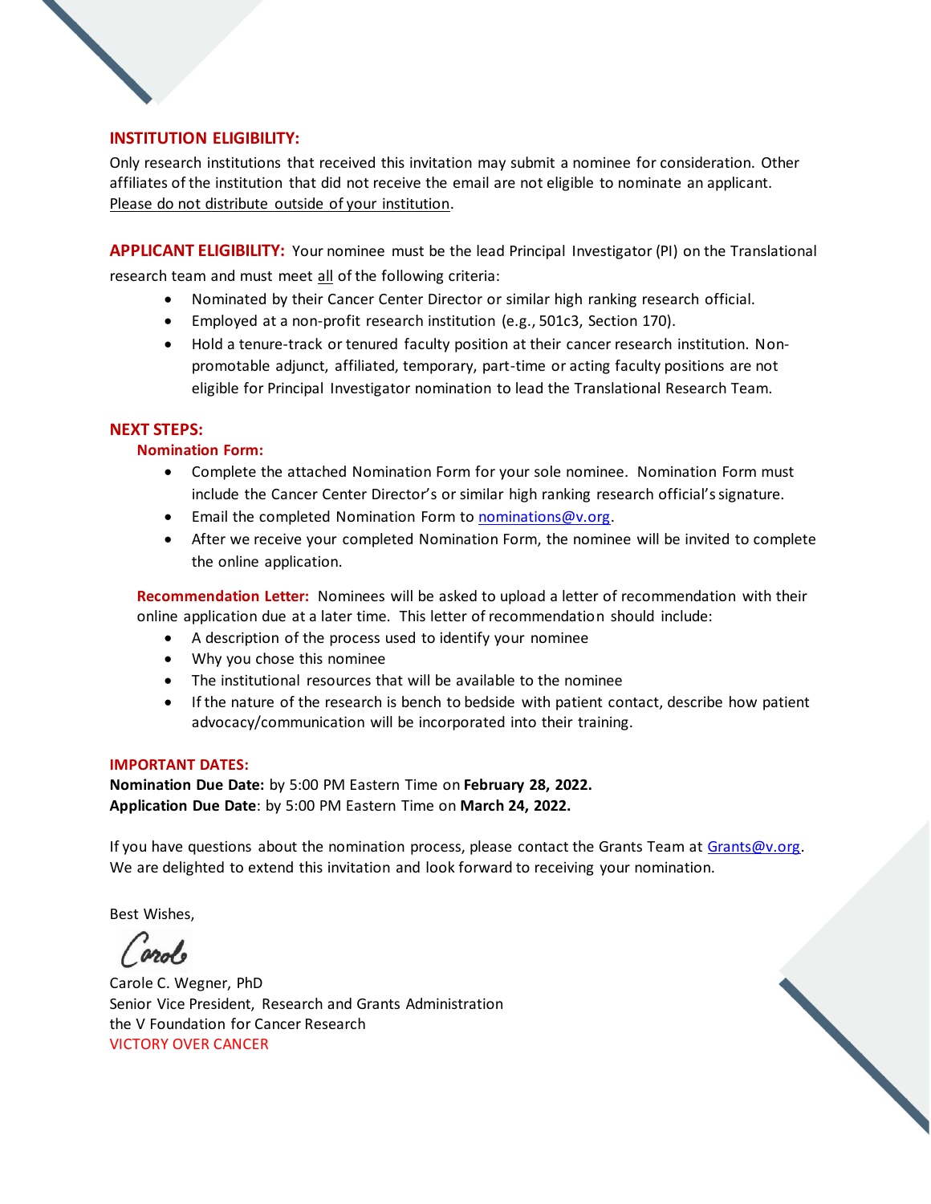## INSTITUTION ELIGIBILITY:

Only research institutions that received this invitation may submit a nominee for consideration. Other affiliates of the institution that did not receive the email are not eligible to nominate an applicant. Please do not distribute outside of your institution.

**APPLICANT ELIGIBILITY:** Your nominee must be the lead Principal Investigator (PI) on the Translational research team and must meet all of the following criteria:

- Nominated by their Cancer Center Director or similar high ranking research official.
- Employed at a non-profit research institution (e.g., 501c3, Section 170).
- Hold a tenure-track or tenured faculty position at their cancer research institution. Non-promotable adjunct, affiliated, temporary, part-time or acting faculty positions are not eligible for Principal Investigator nomination to lead the Translational Research Team.

## NEXT STEPS:

### Nomination Form:

- Complete the attached Nomination Form for your sole nominee. Nomination Form must include the Cancer Center Director's or similar high ranking research official's signature.
- Email the completed Nomination Form to nominations@v.org.
- After we receive your completed Nomination Form, the nominee will be invited to complete the online application.

**Recommendation Letter:** Nominees will be asked to upload a letter of recommendation with their online application due at a later time. This letter of recommendation should include:

- A description of the process used to identify your nominee
- Why you chose this nominee
- The institutional resources that will be available to the nominee
- If the nature of the research is bench to bedside with patient contact, describe how patient advocacy/communication will be incorporated into their training.

## IMPORTANT DATES:

**Nomination Due Date:** by 5:00 PM Eastern Time on **February 28, 2022.**
**Application Due Date**: by 5:00 PM Eastern Time on **March 24, 2022.**

If you have questions about the nomination process, please contact the Grants Team at Grants@v.org. We are delighted to extend this invitation and look forward to receiving your nomination.

Best Wishes,

Carole

Carole C. Wegner, PhD
Senior Vice President, Research and Grants Administration
the V Foundation for Cancer Research
VICTORY OVER CANCER